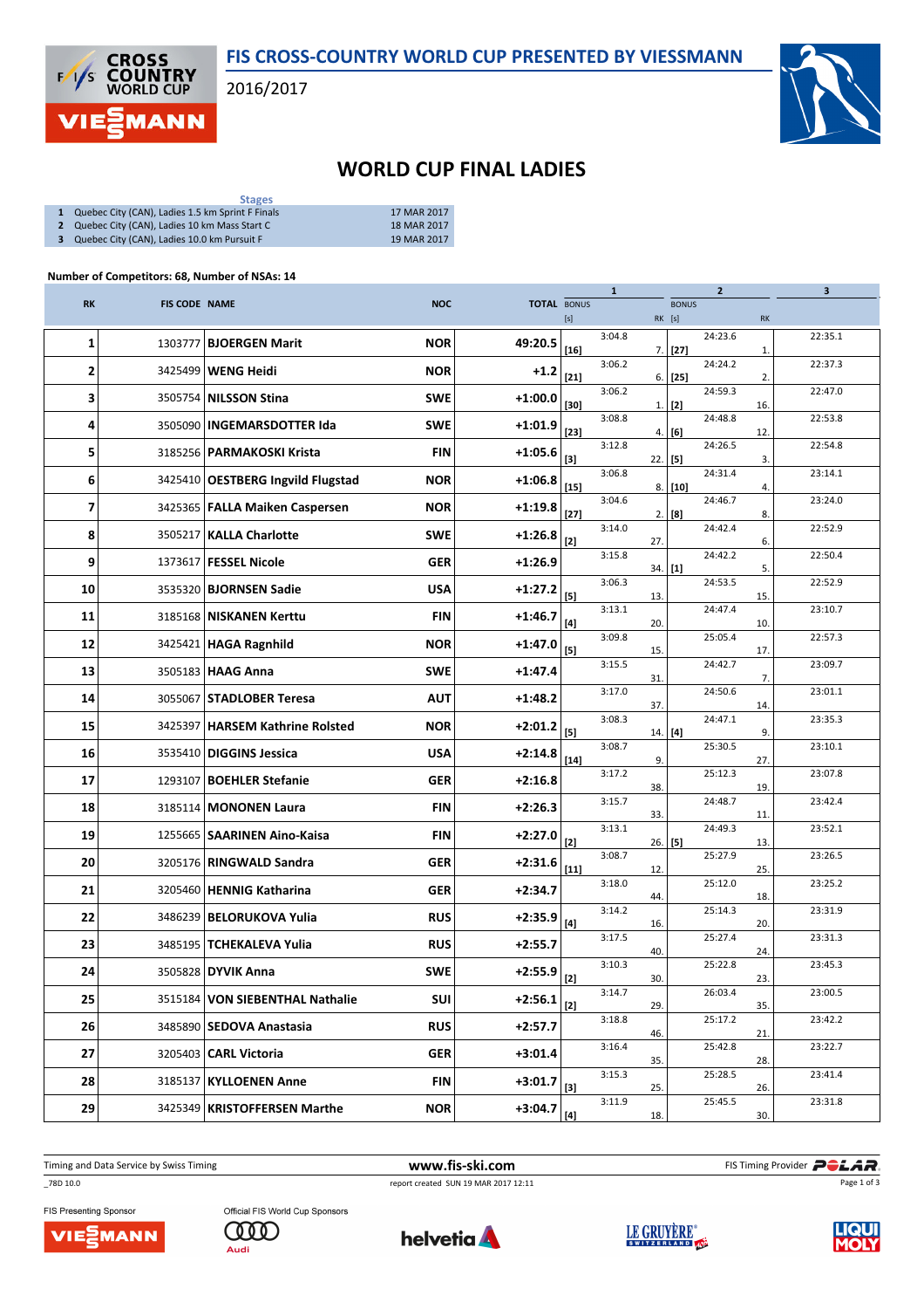FIS CROSS-COUNTRY WORLD CUP PRESENTED BY VIESSMANN

2016/2017

# WORLD CUP FINAL LADIES

| | Stages | |
|---|---|---|
| 1 | Quebec City (CAN), Ladies 1.5 km Sprint F Finals | 17 MAR 2017 |
| 2 | Quebec City (CAN), Ladies 10 km Mass Start C | 18 MAR 2017 |
| 3 | Quebec City (CAN), Ladies 10.0 km Pursuit F | 19 MAR 2017 |

**Number of Competitors: 68, Number of NSAs: 14**

| RK | FIS CODE | NAME | NOC | TOTAL | 1 BONUS [s] | 1 | 1 RK | 2 BONUS [s] | 2 | 2 RK | 3 |
|---|---|---|---|---|---|---|---|---|---|---|---|
| 1 | 1303777 | **BJOERGEN Marit** | NOR | 49:20.5 | [16] | 3:04.8 | 7. | [27] | 24:23.6 | 1. | 22:35.1 |
| 2 | 3425499 | **WENG Heidi** | NOR | +1.2 | [21] | 3:06.2 | 6. | [25] | 24:24.2 | 2. | 22:37.3 |
| 3 | 3505754 | **NILSSON Stina** | SWE | +1:00.0 | [30] | 3:06.2 | 1. | [2] | 24:59.3 | 16. | 22:47.0 |
| 4 | 3505090 | **INGEMARSDOTTER Ida** | SWE | +1:01.9 | [23] | 3:08.8 | 4. | [6] | 24:48.8 | 12. | 22:53.8 |
| 5 | 3185256 | **PARMAKOSKI Krista** | FIN | +1:05.6 | [3] | 3:12.8 | 22. | [5] | 24:26.5 | 3. | 22:54.8 |
| 6 | 3425410 | **OESTBERG Ingvild Flugstad** | NOR | +1:06.8 | [15] | 3:06.8 | 8. | [10] | 24:31.4 | 4. | 23:14.1 |
| 7 | 3425365 | **FALLA Maiken Caspersen** | NOR | +1:19.8 | [27] | 3:04.6 | 2. | [8] | 24:46.7 | 8. | 23:24.0 |
| 8 | 3505217 | **KALLA Charlotte** | SWE | +1:26.8 | [2] | 3:14.0 | 27. | | 24:42.4 | 6. | 22:52.9 |
| 9 | 1373617 | **FESSEL Nicole** | GER | +1:26.9 | | 3:15.8 | 34. | [1] | 24:42.2 | 5. | 22:50.4 |
| 10 | 3535320 | **BJORNSEN Sadie** | USA | +1:27.2 | [5] | 3:06.3 | 13. | | 24:53.5 | 15. | 22:52.9 |
| 11 | 3185168 | **NISKANEN Kerttu** | FIN | +1:46.7 | [4] | 3:13.1 | 20. | | 24:47.4 | 10. | 23:10.7 |
| 12 | 3425421 | **HAGA Ragnhild** | NOR | +1:47.0 | [5] | 3:09.8 | 15. | | 25:05.4 | 17. | 22:57.3 |
| 13 | 3505183 | **HAAG Anna** | SWE | +1:47.4 | | 3:15.5 | 31. | | 24:42.7 | 7. | 23:09.7 |
| 14 | 3055067 | **STADLOBER Teresa** | AUT | +1:48.2 | | 3:17.0 | 37. | | 24:50.6 | 14. | 23:01.1 |
| 15 | 3425397 | **HARSEM Kathrine Rolsted** | NOR | +2:01.2 | [5] | 3:08.3 | 14. | [4] | 24:47.1 | 9. | 23:35.3 |
| 16 | 3535410 | **DIGGINS Jessica** | USA | +2:14.8 | [14] | 3:08.7 | 9. | | 25:30.5 | 27. | 23:10.1 |
| 17 | 1293107 | **BOEHLER Stefanie** | GER | +2:16.8 | | 3:17.2 | 38. | | 25:12.3 | 19. | 23:07.8 |
| 18 | 3185114 | **MONONEN Laura** | FIN | +2:26.3 | | 3:15.7 | 33. | | 24:48.7 | 11. | 23:42.4 |
| 19 | 1255665 | **SAARINEN Aino-Kaisa** | FIN | +2:27.0 | [2] | 3:13.1 | 26. | [5] | 24:49.3 | 13. | 23:52.1 |
| 20 | 3205176 | **RINGWALD Sandra** | GER | +2:31.6 | [11] | 3:08.7 | 12. | | 25:27.9 | 25. | 23:26.5 |
| 21 | 3205460 | **HENNIG Katharina** | GER | +2:34.7 | | 3:18.0 | 44. | | 25:12.0 | 18. | 23:25.2 |
| 22 | 3486239 | **BELORUKOVA Yulia** | RUS | +2:35.9 | [4] | 3:14.2 | 16. | | 25:14.3 | 20. | 23:31.9 |
| 23 | 3485195 | **TCHEKALEVA Yulia** | RUS | +2:55.7 | | 3:17.5 | 40. | | 25:27.4 | 24. | 23:31.3 |
| 24 | 3505828 | **DYVIK Anna** | SWE | +2:55.9 | [2] | 3:10.3 | 30. | | 25:22.8 | 23. | 23:45.3 |
| 25 | 3515184 | **VON SIEBENTHAL Nathalie** | SUI | +2:56.1 | [2] | 3:14.7 | 29. | | 26:03.4 | 35. | 23:00.5 |
| 26 | 3485890 | **SEDOVA Anastasia** | RUS | +2:57.7 | | 3:18.8 | 46. | | 25:17.2 | 21. | 23:42.2 |
| 27 | 3205403 | **CARL Victoria** | GER | +3:01.4 | | 3:16.4 | 35. | | 25:42.8 | 28. | 23:22.7 |
| 28 | 3185137 | **KYLLOENEN Anne** | FIN | +3:01.7 | [3] | 3:15.3 | 25. | | 25:28.5 | 26. | 23:41.4 |
| 29 | 3425349 | **KRISTOFFERSEN Marthe** | NOR | +3:04.7 | [4] | 3:11.9 | 18. | | 25:45.5 | 30. | 23:31.8 |

Timing and Data Service by Swiss Timing | www.fis-ski.com | FIS Timing Provider POLAR

_78D 10.0 | report created SUN 19 MAR 2017 12:11

FIS Presenting Sponsor: VIESSMANN | Official FIS World Cup Sponsors: Audi, helvetia, LE GRUYÈRE SWITZERLAND AOP, LIQUI MOLY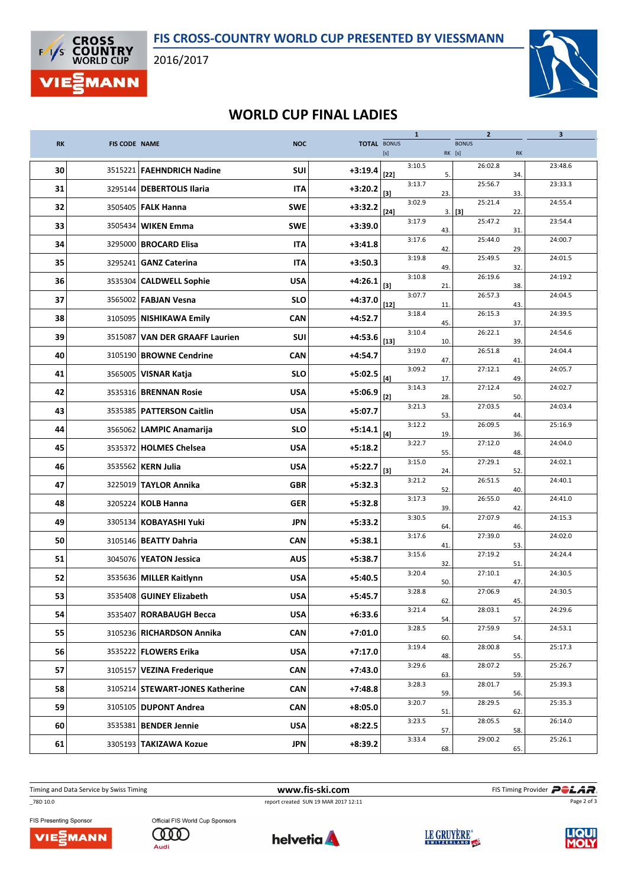# WORLD CUP FINAL LADIES

| RK | FIS CODE | NAME | NOC | TOTAL | 1 BONUS [s] | 1 | 1 RK | 2 BONUS [s] | 2 | 2 RK | 3 |
|---|---|---|---|---|---|---|---|---|---|---|---|
| 30 | 3515221 | **FAEHNDRICH Nadine** | SUI | +3:19.4 | [22] | 3:10.5 | 5. | | 26:02.8 | 34. | 23:48.6 |
| 31 | 3295144 | **DEBERTOLIS Ilaria** | ITA | +3:20.2 | [3] | 3:13.7 | 23. | | 25:56.7 | 33. | 23:33.3 |
| 32 | 3505405 | **FALK Hanna** | SWE | +3:32.2 | [24] | 3:02.9 | 3. | [3] | 25:21.4 | 22. | 24:55.4 |
| 33 | 3505434 | **WIKEN Emma** | SWE | +3:39.0 | | 3:17.9 | 43. | | 25:47.2 | 31. | 23:54.4 |
| 34 | 3295000 | **BROCARD Elisa** | ITA | +3:41.8 | | 3:17.6 | 42. | | 25:44.0 | 29. | 24:00.7 |
| 35 | 3295241 | **GANZ Caterina** | ITA | +3:50.3 | | 3:19.8 | 49. | | 25:49.5 | 32. | 24:01.5 |
| 36 | 3535304 | **CALDWELL Sophie** | USA | +4:26.1 | [3] | 3:10.8 | 21. | | 26:19.6 | 38. | 24:19.2 |
| 37 | 3565002 | **FABJAN Vesna** | SLO | +4:37.0 | [12] | 3:07.7 | 11. | | 26:57.3 | 43. | 24:04.5 |
| 38 | 3105095 | **NISHIKAWA Emily** | CAN | +4:52.7 | | 3:18.4 | 45. | | 26:15.3 | 37. | 24:39.5 |
| 39 | 3515087 | **VAN DER GRAAFF Laurien** | SUI | +4:53.6 | [13] | 3:10.4 | 10. | | 26:22.1 | 39. | 24:54.6 |
| 40 | 3105190 | **BROWNE Cendrine** | CAN | +4:54.7 | | 3:19.0 | 47. | | 26:51.8 | 41. | 24:04.4 |
| 41 | 3565005 | **VISNAR Katja** | SLO | +5:02.5 | [4] | 3:09.2 | 17. | | 27:12.1 | 49. | 24:05.7 |
| 42 | 3535316 | **BRENNAN Rosie** | USA | +5:06.9 | [2] | 3:14.3 | 28. | | 27:12.4 | 50. | 24:02.7 |
| 43 | 3535385 | **PATTERSON Caitlin** | USA | +5:07.7 | | 3:21.3 | 53. | | 27:03.5 | 44. | 24:03.4 |
| 44 | 3565062 | **LAMPIC Anamarija** | SLO | +5:14.1 | [4] | 3:12.2 | 19. | | 26:09.5 | 36. | 25:16.9 |
| 45 | 3535372 | **HOLMES Chelsea** | USA | +5:18.2 | | 3:22.7 | 55. | | 27:12.0 | 48. | 24:04.0 |
| 46 | 3535562 | **KERN Julia** | USA | +5:22.7 | [3] | 3:15.0 | 24. | | 27:29.1 | 52. | 24:02.1 |
| 47 | 3225019 | **TAYLOR Annika** | GBR | +5:32.3 | | 3:21.2 | 52. | | 26:51.5 | 40. | 24:40.1 |
| 48 | 3205224 | **KOLB Hanna** | GER | +5:32.8 | | 3:17.3 | 39. | | 26:55.0 | 42. | 24:41.0 |
| 49 | 3305134 | **KOBAYASHI Yuki** | JPN | +5:33.2 | | 3:30.5 | 64. | | 27:07.9 | 46. | 24:15.3 |
| 50 | 3105146 | **BEATTY Dahria** | CAN | +5:38.1 | | 3:17.6 | 41. | | 27:39.0 | 53. | 24:02.0 |
| 51 | 3045076 | **YEATON Jessica** | AUS | +5:38.7 | | 3:15.6 | 32. | | 27:19.2 | 51. | 24:24.4 |
| 52 | 3535636 | **MILLER Kaitlynn** | USA | +5:40.5 | | 3:20.4 | 50. | | 27:10.1 | 47. | 24:30.5 |
| 53 | 3535408 | **GUINEY Elizabeth** | USA | +5:45.7 | | 3:28.8 | 62. | | 27:06.9 | 45. | 24:30.5 |
| 54 | 3535407 | **RORABAUGH Becca** | USA | +6:33.6 | | 3:21.4 | 54. | | 28:03.1 | 57. | 24:29.6 |
| 55 | 3105236 | **RICHARDSON Annika** | CAN | +7:01.0 | | 3:28.5 | 60. | | 27:59.9 | 54. | 24:53.1 |
| 56 | 3535222 | **FLOWERS Erika** | USA | +7:17.0 | | 3:19.4 | 48. | | 28:00.8 | 55. | 25:17.3 |
| 57 | 3105157 | **VEZINA Frederique** | CAN | +7:43.0 | | 3:29.6 | 63. | | 28:07.2 | 59. | 25:26.7 |
| 58 | 3105214 | **STEWART-JONES Katherine** | CAN | +7:48.8 | | 3:28.3 | 59. | | 28:01.7 | 56. | 25:39.3 |
| 59 | 3105105 | **DUPONT Andrea** | CAN | +8:05.0 | | 3:20.7 | 51. | | 28:29.5 | 62. | 25:35.3 |
| 60 | 3535381 | **BENDER Jennie** | USA | +8:22.5 | | 3:23.5 | 57. | | 28:05.5 | 58. | 26:14.0 |
| 61 | 3305193 | **TAKIZAWA Kozue** | JPN | +8:39.2 | | 3:33.4 | 68. | | 29:00.2 | 65. | 25:26.1 |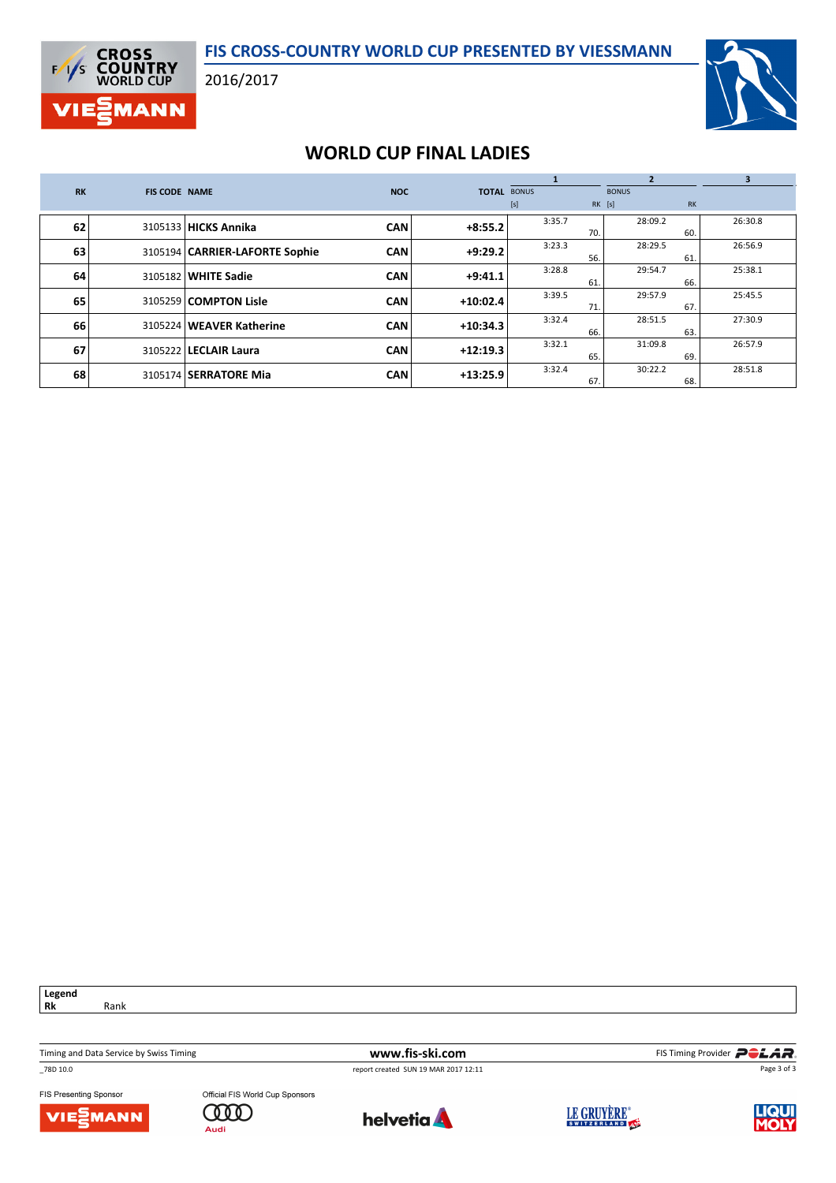# WORLD CUP FINAL LADIES

| RK | FIS CODE | NAME | NOC | TOTAL | 1 BONUS [s] | 1 RK | 2 BONUS [s] | 2 RK | 3 |
|---|---|---|---|---|---|---|---|---|---|
| 62 | 3105133 | **HICKS Annika** | CAN | +8:55.2 | 3:35.7 | 70. | 28:09.2 | 60. | 26:30.8 |
| 63 | 3105194 | **CARRIER-LAFORTE Sophie** | CAN | +9:29.2 | 3:23.3 | 56. | 28:29.5 | 61. | 26:56.9 |
| 64 | 3105182 | **WHITE Sadie** | CAN | +9:41.1 | 3:28.8 | 61. | 29:54.7 | 66. | 25:38.1 |
| 65 | 3105259 | **COMPTON Lisle** | CAN | +10:02.4 | 3:39.5 | 71. | 29:57.9 | 67. | 25:45.5 |
| 66 | 3105224 | **WEAVER Katherine** | CAN | +10:34.3 | 3:32.4 | 66. | 28:51.5 | 63. | 27:30.9 |
| 67 | 3105222 | **LECLAIR Laura** | CAN | +12:19.3 | 3:32.1 | 65. | 31:09.8 | 69. | 26:57.9 |
| 68 | 3105174 | **SERRATORE Mia** | CAN | +13:25.9 | 3:32.4 | 67. | 30:22.2 | 68. | 28:51.8 |

**Legend**
**Rk** Rank

Timing and Data Service by Swiss Timing
www.fis-ski.com
FIS Timing Provider POLAR
_78D 10.0
report created SUN 19 MAR 2017 12:11

FIS Presenting Sponsor
Official FIS World Cup Sponsors